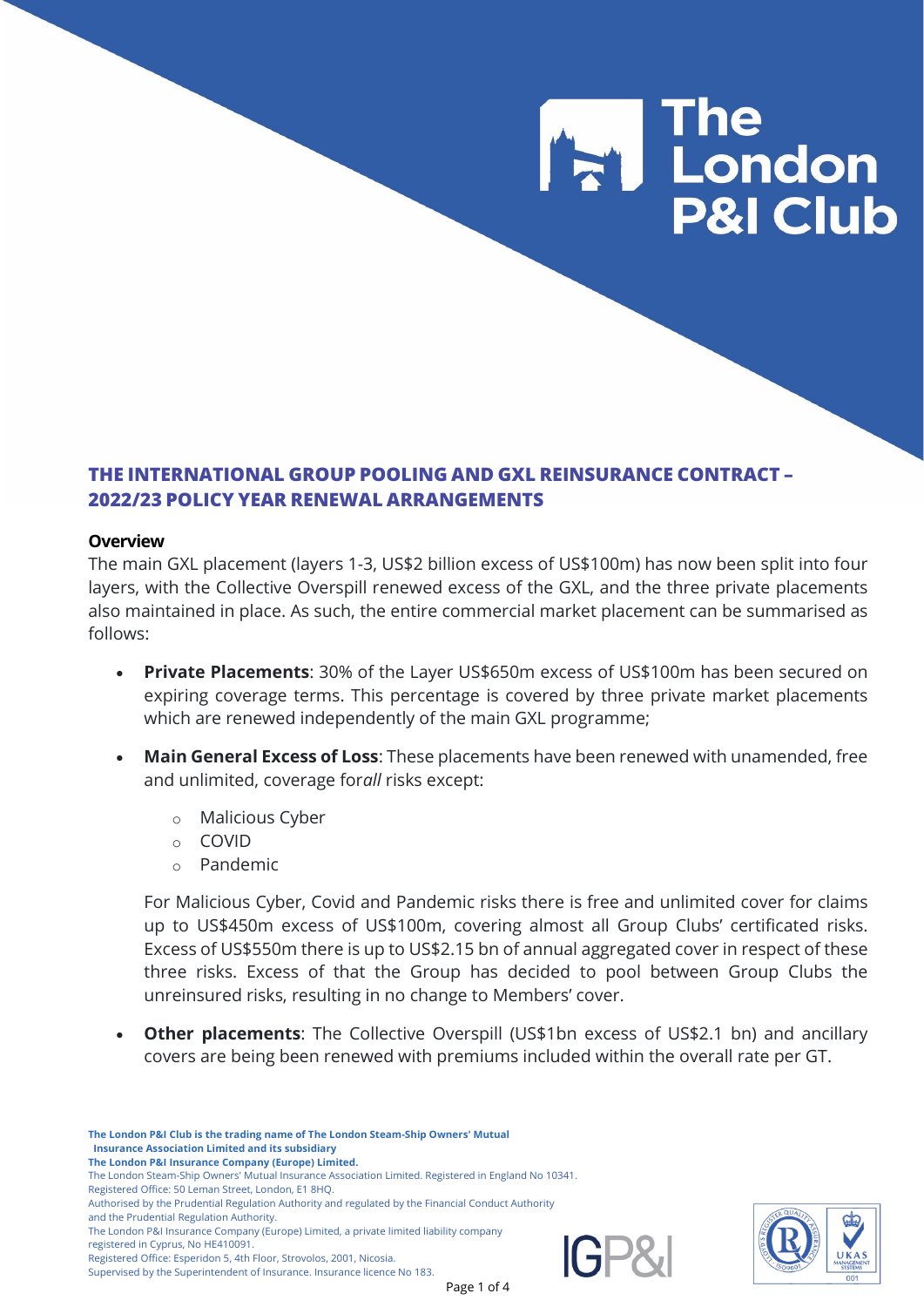## THE INTERNATIONAL GROUP POOLING AND GXL REINSURANCE CONTRACT – 2022/23 POLICY YEAR RENEWAL ARRANGEMENTS

**Overview**

The main GXL placement (layers 1-3, US$2 billion excess of US$100m) has now been split into four layers, with the Collective Overspill renewed excess of the GXL, and the three private placements also maintained in place. As such, the entire commercial market placement can be summarised as follows:

- **Private Placements**: 30% of the Layer US$650m excess of US$100m has been secured on expiring coverage terms. This percentage is covered by three private market placements which are renewed independently of the main GXL programme;
- **Main General Excess of Loss**: These placements have been renewed with unamended, free and unlimited, coverage for*all* risks except:
  - Malicious Cyber
  - COVID
  - Pandemic

  For Malicious Cyber, Covid and Pandemic risks there is free and unlimited cover for claims up to US$450m excess of US$100m, covering almost all Group Clubs' certificated risks. Excess of US$550m there is up to US$2.15 bn of annual aggregated cover in respect of these three risks. Excess of that the Group has decided to pool between Group Clubs the unreinsured risks, resulting in no change to Members' cover.

- **Other placements**: The Collective Overspill (US$1bn excess of US$2.1 bn) and ancillary covers are being been renewed with premiums included within the overall rate per GT.

**The London P&I Club is the trading name of The London Steam-Ship Owners' Mutual Insurance Association Limited and its subsidiary**
**The London P&I Insurance Company (Europe) Limited.**
The London Steam-Ship Owners' Mutual Insurance Association Limited. Registered in England No 10341.
Registered Office: 50 Leman Street, London, E1 8HQ.
Authorised by the Prudential Regulation Authority and regulated by the Financial Conduct Authority and the Prudential Regulation Authority.
The London P&I Insurance Company (Europe) Limited, a private limited liability company registered in Cyprus, No HE410091.
Registered Office: Esperidon 5, 4th Floor, Strovolos, 2001, Nicosia.
Supervised by the Superintendent of Insurance. Insurance licence No 183.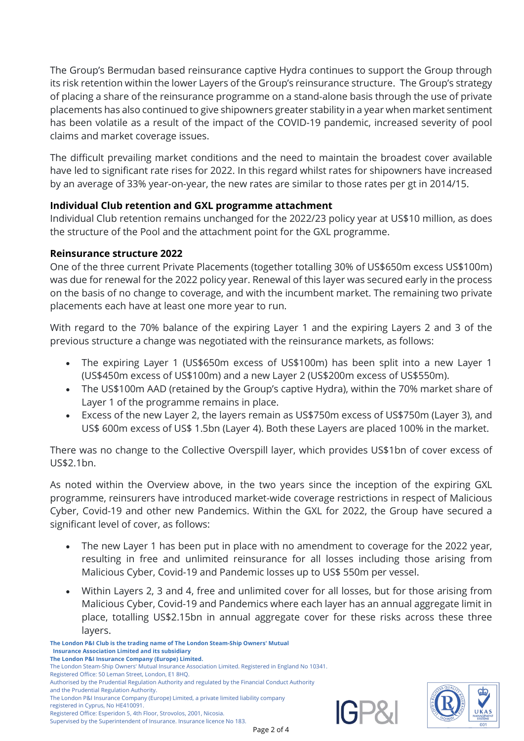The Group's Bermudan based reinsurance captive Hydra continues to support the Group through its risk retention within the lower Layers of the Group's reinsurance structure. The Group's strategy of placing a share of the reinsurance programme on a stand-alone basis through the use of private placements has also continued to give shipowners greater stability in a year when market sentiment has been volatile as a result of the impact of the COVID-19 pandemic, increased severity of pool claims and market coverage issues.

The difficult prevailing market conditions and the need to maintain the broadest cover available have led to significant rate rises for 2022. In this regard whilst rates for shipowners have increased by an average of 33% year-on-year, the new rates are similar to those rates per gt in 2014/15.

**Individual Club retention and GXL programme attachment**

Individual Club retention remains unchanged for the 2022/23 policy year at US$10 million, as does the structure of the Pool and the attachment point for the GXL programme.

**Reinsurance structure 2022**

One of the three current Private Placements (together totalling 30% of US$650m excess US$100m) was due for renewal for the 2022 policy year. Renewal of this layer was secured early in the process on the basis of no change to coverage, and with the incumbent market. The remaining two private placements each have at least one more year to run.

With regard to the 70% balance of the expiring Layer 1 and the expiring Layers 2 and 3 of the previous structure a change was negotiated with the reinsurance markets, as follows:

- The expiring Layer 1 (US$650m excess of US$100m) has been split into a new Layer 1 (US$450m excess of US$100m) and a new Layer 2 (US$200m excess of US$550m).
- The US$100m AAD (retained by the Group's captive Hydra), within the 70% market share of Layer 1 of the programme remains in place.
- Excess of the new Layer 2, the layers remain as US$750m excess of US$750m (Layer 3), and US$ 600m excess of US$ 1.5bn (Layer 4). Both these Layers are placed 100% in the market.

There was no change to the Collective Overspill layer, which provides US$1bn of cover excess of US$2.1bn.

As noted within the Overview above, in the two years since the inception of the expiring GXL programme, reinsurers have introduced market-wide coverage restrictions in respect of Malicious Cyber, Covid-19 and other new Pandemics. Within the GXL for 2022, the Group have secured a significant level of cover, as follows:

- The new Layer 1 has been put in place with no amendment to coverage for the 2022 year, resulting in free and unlimited reinsurance for all losses including those arising from Malicious Cyber, Covid-19 and Pandemic losses up to US$ 550m per vessel.
- Within Layers 2, 3 and 4, free and unlimited cover for all losses, but for those arising from Malicious Cyber, Covid-19 and Pandemics where each layer has an annual aggregate limit in place, totalling US$2.15bn in annual aggregate cover for these risks across these three layers.

**The London P&I Club is the trading name of The London Steam-Ship Owners' Mutual Insurance Association Limited and its subsidiary**
**The London P&I Insurance Company (Europe) Limited.**
The London Steam-Ship Owners' Mutual Insurance Association Limited. Registered in England No 10341.
Registered Office: 50 Leman Street, London, E1 8HQ.
Authorised by the Prudential Regulation Authority and regulated by the Financial Conduct Authority and the Prudential Regulation Authority.
The London P&I Insurance Company (Europe) Limited, a private limited liability company registered in Cyprus, No HE410091.
Registered Office: Esperidon 5, 4th Floor, Strovolos, 2001, Nicosia.
Supervised by the Superintendent of Insurance. Insurance licence No 183.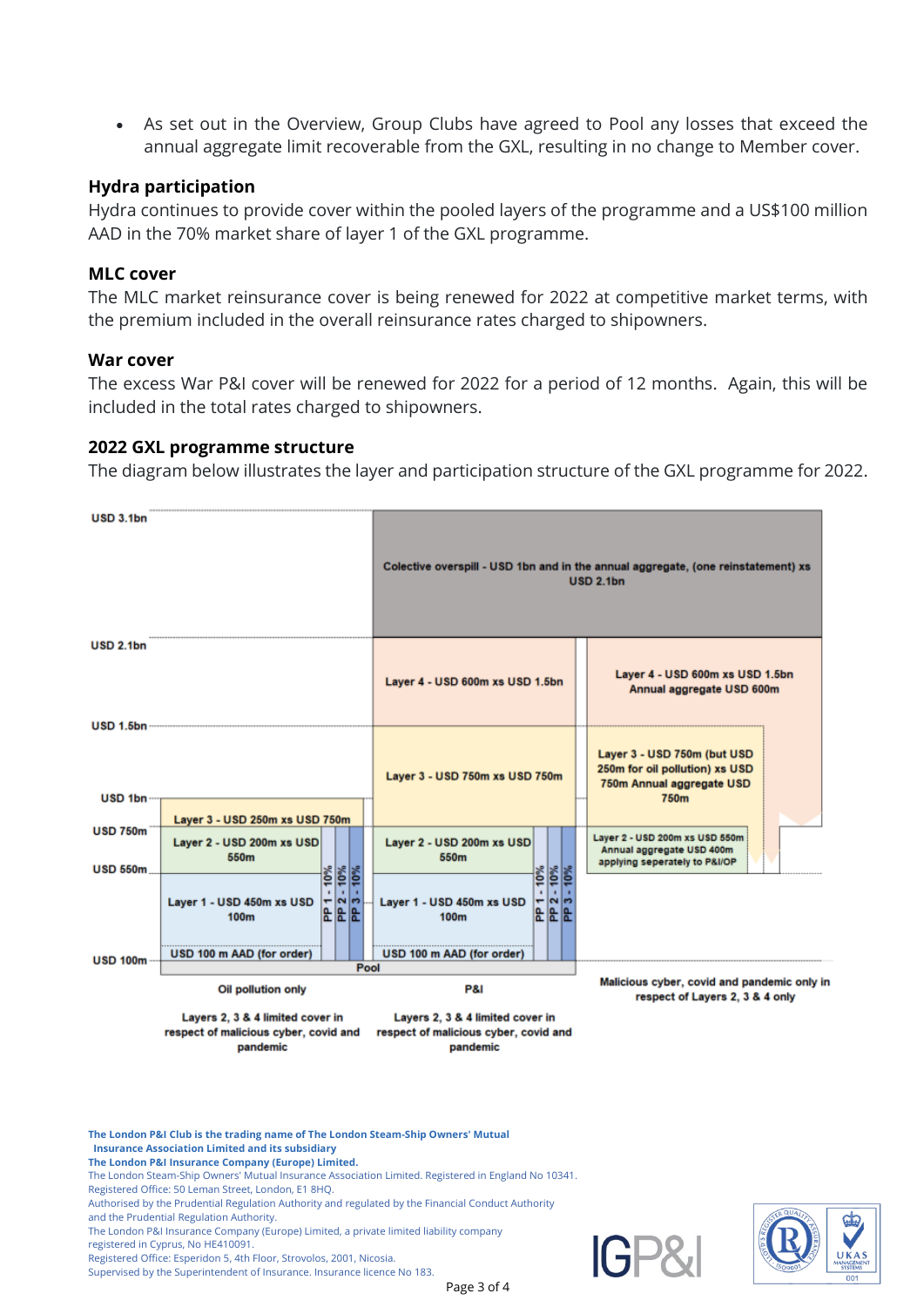- As set out in the Overview, Group Clubs have agreed to Pool any losses that exceed the annual aggregate limit recoverable from the GXL, resulting in no change to Member cover.

### Hydra participation

Hydra continues to provide cover within the pooled layers of the programme and a US$100 million AAD in the 70% market share of layer 1 of the GXL programme.

### MLC cover

The MLC market reinsurance cover is being renewed for 2022 at competitive market terms, with the premium included in the overall reinsurance rates charged to shipowners.

### War cover

The excess War P&I cover will be renewed for 2022 for a period of 12 months. Again, this will be included in the total rates charged to shipowners.

### 2022 GXL programme structure

The diagram below illustrates the layer and participation structure of the GXL programme for 2022.

USD 3.1bn

Colective overspill - USD 1bn and in the annual aggregate, (one reinstatement) xs USD 2.1bn

USD 2.1bn

Layer 4 - USD 600m xs USD 1.5bn

Layer 4 - USD 600m xs USD 1.5bn Annual aggregate USD 600m

USD 1.5bn

Layer 3 - USD 750m xs USD 750m

Layer 3 - USD 750m (but USD 250m for oil pollution) xs USD 750m Annual aggregate USD 750m

USD 1bn

Layer 3 - USD 250m xs USD 750m

USD 750m

Layer 2 - USD 200m xs USD 550m

Layer 2 - USD 200m xs USD 550m

Layer 2 - USD 200m xs USD 550m Annual aggregate USD 400m applying seperately to P&I/OP

USD 550m

Layer 1 - USD 450m xs USD 100m

PP 1 - 10% | PP 2 - 10% | PP 3 - 10%

Layer 1 - USD 450m xs USD 100m

PP 1 - 10% | PP 2 - 10% | PP 3 - 10%

USD 100 m AAD (for order)

USD 100 m AAD (for order)

USD 100m

Pool

Oil pollution only

P&I

Malicious cyber, covid and pandemic only in respect of Layers 2, 3 & 4 only

Layers 2, 3 & 4 limited cover in respect of malicious cyber, covid and pandemic

Layers 2, 3 & 4 limited cover in respect of malicious cyber, covid and pandemic

**The London P&I Club is the trading name of The London Steam-Ship Owners' Mutual Insurance Association Limited and its subsidiary**
**The London P&I Insurance Company (Europe) Limited.**
The London Steam-Ship Owners' Mutual Insurance Association Limited. Registered in England No 10341.
Registered Office: 50 Leman Street, London, E1 8HQ.
Authorised by the Prudential Regulation Authority and regulated by the Financial Conduct Authority and the Prudential Regulation Authority.
The London P&I Insurance Company (Europe) Limited, a private limited liability company registered in Cyprus, No HE410091.
Registered Office: Esperidon 5, 4th Floor, Strovolos, 2001, Nicosia.
Supervised by the Superintendent of Insurance. Insurance licence No 183.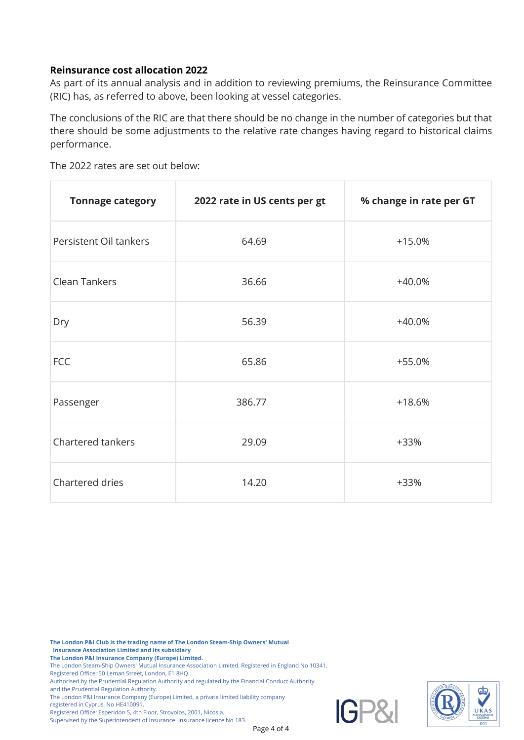**Reinsurance cost allocation 2022**

As part of its annual analysis and in addition to reviewing premiums, the Reinsurance Committee (RIC) has, as referred to above, been looking at vessel categories.

The conclusions of the RIC are that there should be no change in the number of categories but that there should be some adjustments to the relative rate changes having regard to historical claims performance.

The 2022 rates are set out below:

| Tonnage category | 2022 rate in US cents per gt | % change in rate per GT |
|---|---|---|
| Persistent Oil tankers | 64.69 | +15.0% |
| Clean Tankers | 36.66 | +40.0% |
| Dry | 56.39 | +40.0% |
| FCC | 65.86 | +55.0% |
| Passenger | 386.77 | +18.6% |
| Chartered tankers | 29.09 | +33% |
| Chartered dries | 14.20 | +33% |

**The London P&I Club is the trading name of The London Steam-Ship Owners' Mutual Insurance Association Limited and its subsidiary**
**The London P&I Insurance Company (Europe) Limited.**
The London Steam-Ship Owners' Mutual Insurance Association Limited. Registered in England No 10341.
Registered Office: 50 Leman Street, London, E1 8HQ.
Authorised by the Prudential Regulation Authority and regulated by the Financial Conduct Authority and the Prudential Regulation Authority.
The London P&I Insurance Company (Europe) Limited, a private limited liability company registered in Cyprus, No HE410091.
Registered Office: Esperidon 5, 4th Floor, Strovolos, 2001, Nicosia.
Supervised by the Superintendent of Insurance. Insurance licence No 183.